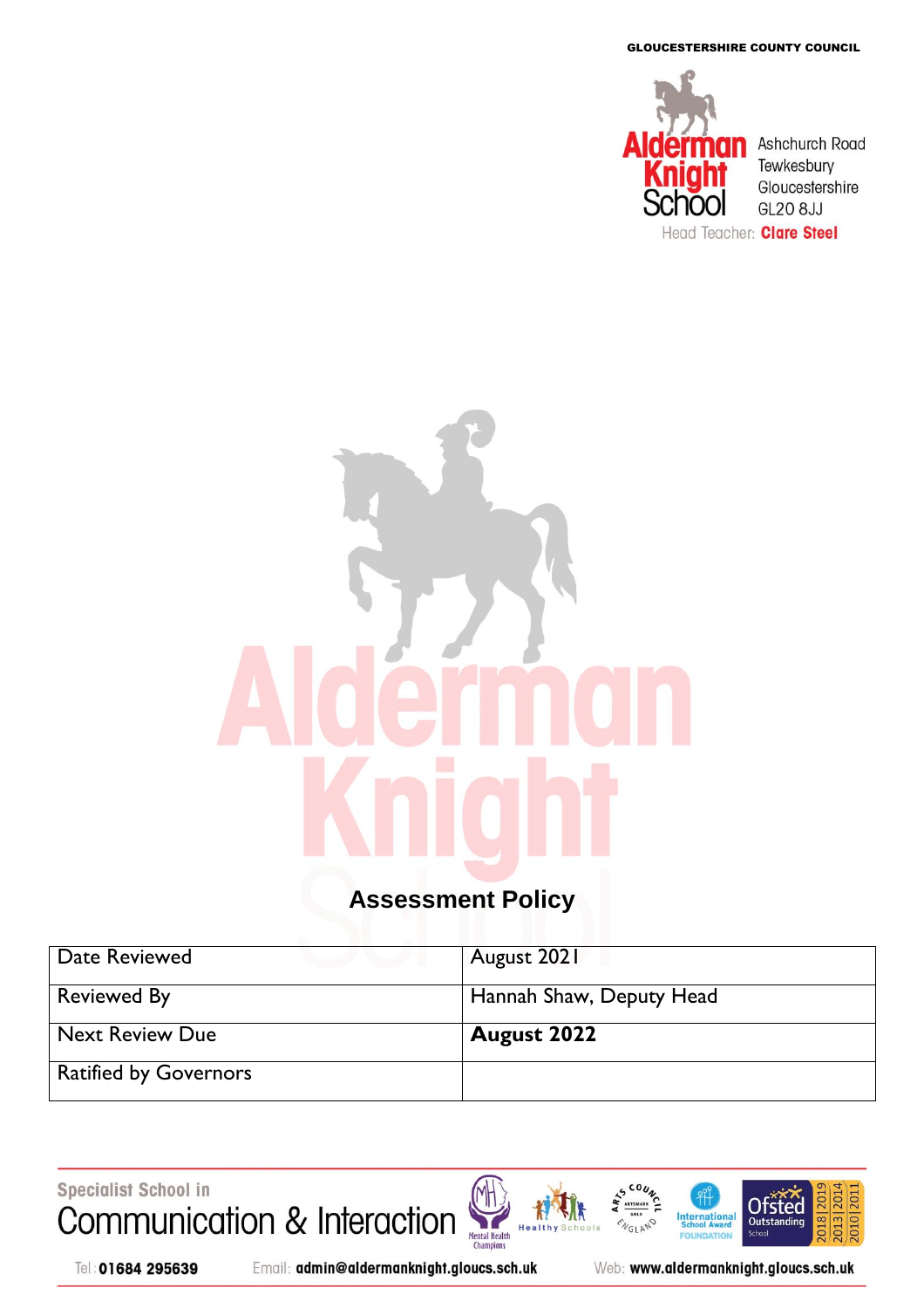GLOUCESTERSHIRE COUNTY COUNCIL

Alderman Knight School
Ashchurch Road
Tewkesbury
Gloucestershire
GL20 8JJ
Head Teacher: **Clare Steel**

# Assessment Policy

| Date Reviewed | August 2021 |
|---|---|
| Reviewed By | Hannah Shaw, Deputy Head |
| Next Review Due | **August 2022** |
| Ratified by Governors | |

Specialist School in
Communication & Interaction

Tel: **01684 295639** Email: **admin@aldermanknight.gloucs.sch.uk** Web: **www.aldermanknight.gloucs.sch.uk**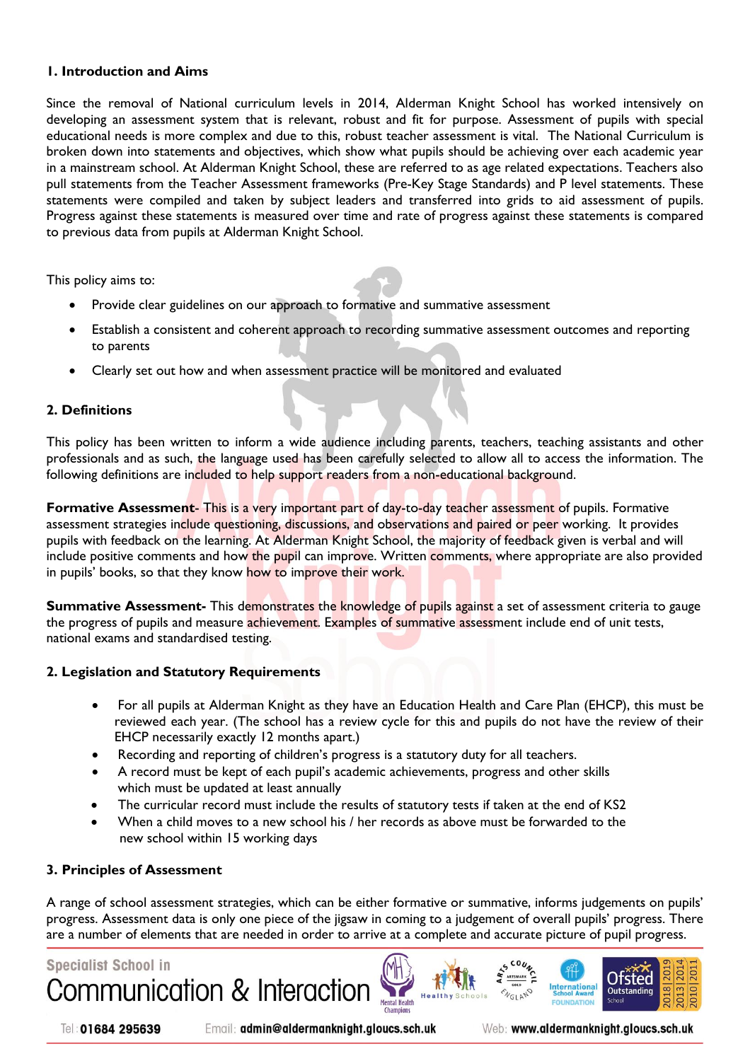## 1. Introduction and Aims

Since the removal of National curriculum levels in 2014, Alderman Knight School has worked intensively on developing an assessment system that is relevant, robust and fit for purpose. Assessment of pupils with special educational needs is more complex and due to this, robust teacher assessment is vital. The National Curriculum is broken down into statements and objectives, which show what pupils should be achieving over each academic year in a mainstream school. At Alderman Knight School, these are referred to as age related expectations. Teachers also pull statements from the Teacher Assessment frameworks (Pre-Key Stage Standards) and P level statements. These statements were compiled and taken by subject leaders and transferred into grids to aid assessment of pupils. Progress against these statements is measured over time and rate of progress against these statements is compared to previous data from pupils at Alderman Knight School.

This policy aims to:

- Provide clear guidelines on our approach to formative and summative assessment
- Establish a consistent and coherent approach to recording summative assessment outcomes and reporting to parents
- Clearly set out how and when assessment practice will be monitored and evaluated

## 2. Definitions

This policy has been written to inform a wide audience including parents, teachers, teaching assistants and other professionals and as such, the language used has been carefully selected to allow all to access the information. The following definitions are included to help support readers from a non-educational background.

**Formative Assessment-** This is a very important part of day-to-day teacher assessment of pupils. Formative assessment strategies include questioning, discussions, and observations and paired or peer working. It provides pupils with feedback on the learning. At Alderman Knight School, the majority of feedback given is verbal and will include positive comments and how the pupil can improve. Written comments, where appropriate are also provided in pupils' books, so that they know how to improve their work.

**Summative Assessment-** This demonstrates the knowledge of pupils against a set of assessment criteria to gauge the progress of pupils and measure achievement. Examples of summative assessment include end of unit tests, national exams and standardised testing.

## 2. Legislation and Statutory Requirements

- For all pupils at Alderman Knight as they have an Education Health and Care Plan (EHCP), this must be reviewed each year. (The school has a review cycle for this and pupils do not have the review of their EHCP necessarily exactly 12 months apart.)
- Recording and reporting of children's progress is a statutory duty for all teachers.
- A record must be kept of each pupil's academic achievements, progress and other skills which must be updated at least annually
- The curricular record must include the results of statutory tests if taken at the end of KS2
- When a child moves to a new school his / her records as above must be forwarded to the new school within 15 working days

## 3. Principles of Assessment

A range of school assessment strategies, which can be either formative or summative, informs judgements on pupils' progress. Assessment data is only one piece of the jigsaw in coming to a judgement of overall pupils' progress. There are a number of elements that are needed in order to arrive at a complete and accurate picture of pupil progress.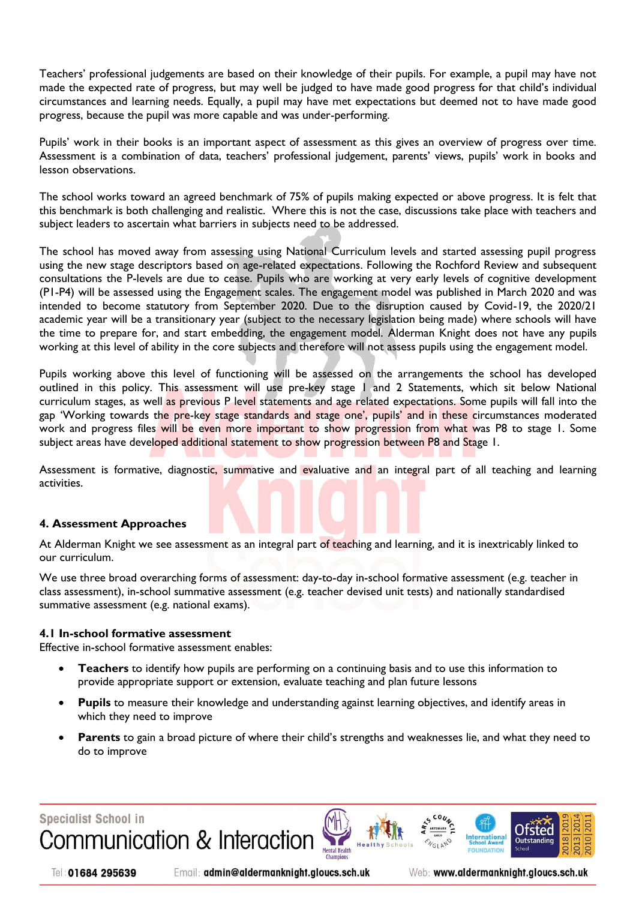Teachers' professional judgements are based on their knowledge of their pupils. For example, a pupil may have not made the expected rate of progress, but may well be judged to have made good progress for that child's individual circumstances and learning needs. Equally, a pupil may have met expectations but deemed not to have made good progress, because the pupil was more capable and was under-performing.

Pupils' work in their books is an important aspect of assessment as this gives an overview of progress over time. Assessment is a combination of data, teachers' professional judgement, parents' views, pupils' work in books and lesson observations.

The school works toward an agreed benchmark of 75% of pupils making expected or above progress. It is felt that this benchmark is both challenging and realistic. Where this is not the case, discussions take place with teachers and subject leaders to ascertain what barriers in subjects need to be addressed.

The school has moved away from assessing using National Curriculum levels and started assessing pupil progress using the new stage descriptors based on age-related expectations. Following the Rochford Review and subsequent consultations the P-levels are due to cease. Pupils who are working at very early levels of cognitive development (P1-P4) will be assessed using the Engagement scales. The engagement model was published in March 2020 and was intended to become statutory from September 2020. Due to the disruption caused by Covid-19, the 2020/21 academic year will be a transitionary year (subject to the necessary legislation being made) where schools will have the time to prepare for, and start embedding, the engagement model. Alderman Knight does not have any pupils working at this level of ability in the core subjects and therefore will not assess pupils using the engagement model.

Pupils working above this level of functioning will be assessed on the arrangements the school has developed outlined in this policy. This assessment will use pre-key stage 1 and 2 Statements, which sit below National curriculum stages, as well as previous P level statements and age related expectations. Some pupils will fall into the gap 'Working towards the pre-key stage standards and stage one', pupils' and in these circumstances moderated work and progress files will be even more important to show progression from what was P8 to stage 1. Some subject areas have developed additional statement to show progression between P8 and Stage 1.

Assessment is formative, diagnostic, summative and evaluative and an integral part of all teaching and learning activities.

## 4. Assessment Approaches

At Alderman Knight we see assessment as an integral part of teaching and learning, and it is inextricably linked to our curriculum.

We use three broad overarching forms of assessment: day-to-day in-school formative assessment (e.g. teacher in class assessment), in-school summative assessment (e.g. teacher devised unit tests) and nationally standardised summative assessment (e.g. national exams).

### 4.1 In-school formative assessment

Effective in-school formative assessment enables:

- **Teachers** to identify how pupils are performing on a continuing basis and to use this information to provide appropriate support or extension, evaluate teaching and plan future lessons
- **Pupils** to measure their knowledge and understanding against learning objectives, and identify areas in which they need to improve
- **Parents** to gain a broad picture of where their child's strengths and weaknesses lie, and what they need to do to improve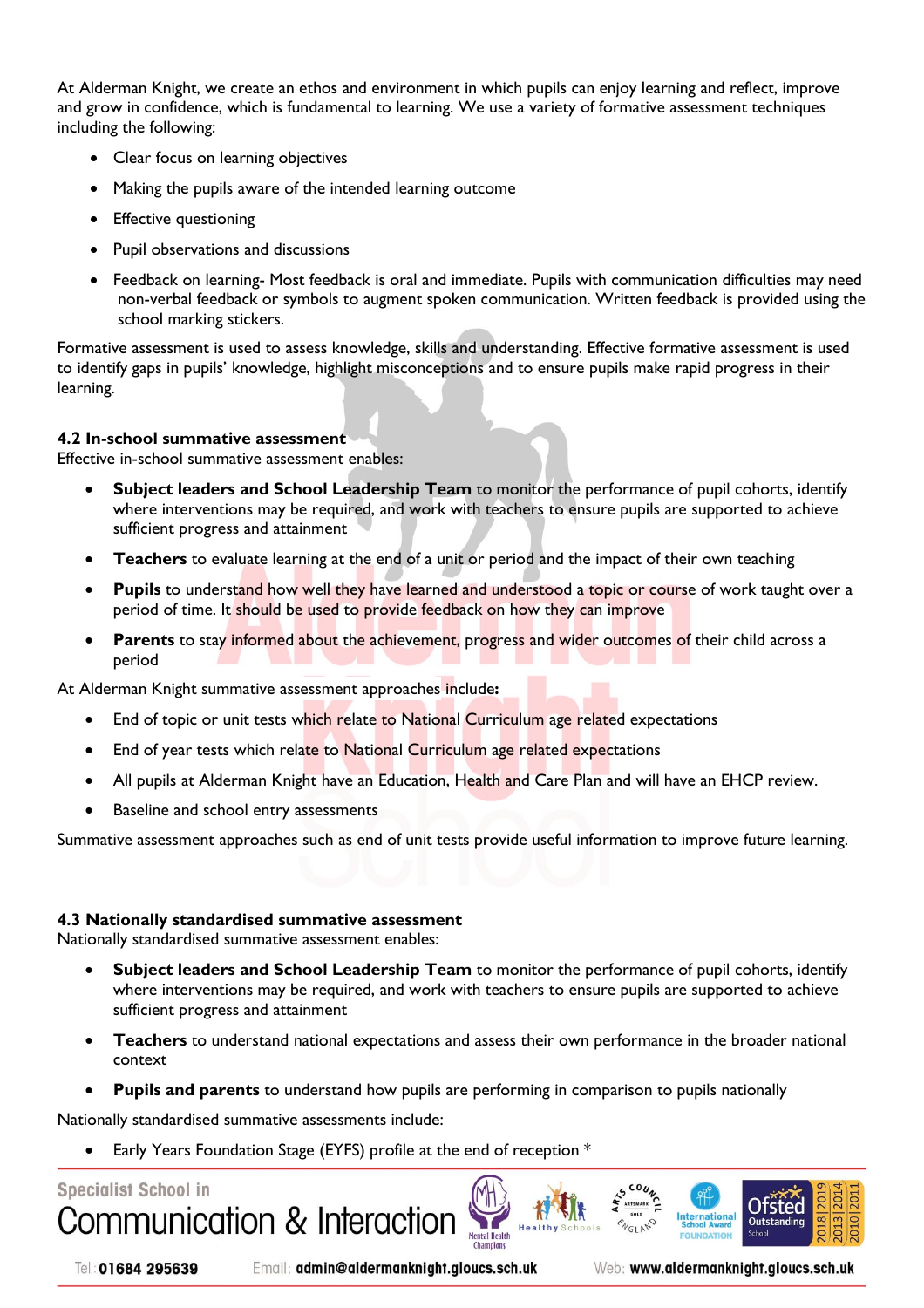At Alderman Knight, we create an ethos and environment in which pupils can enjoy learning and reflect, improve and grow in confidence, which is fundamental to learning. We use a variety of formative assessment techniques including the following:

- Clear focus on learning objectives
- Making the pupils aware of the intended learning outcome
- Effective questioning
- Pupil observations and discussions
- Feedback on learning- Most feedback is oral and immediate. Pupils with communication difficulties may need non-verbal feedback or symbols to augment spoken communication. Written feedback is provided using the school marking stickers.

Formative assessment is used to assess knowledge, skills and understanding. Effective formative assessment is used to identify gaps in pupils' knowledge, highlight misconceptions and to ensure pupils make rapid progress in their learning.

### 4.2 In-school summative assessment

Effective in-school summative assessment enables:

- **Subject leaders and School Leadership Team** to monitor the performance of pupil cohorts, identify where interventions may be required, and work with teachers to ensure pupils are supported to achieve sufficient progress and attainment
- **Teachers** to evaluate learning at the end of a unit or period and the impact of their own teaching
- **Pupils** to understand how well they have learned and understood a topic or course of work taught over a period of time. It should be used to provide feedback on how they can improve
- **Parents** to stay informed about the achievement, progress and wider outcomes of their child across a period

At Alderman Knight summative assessment approaches include**:**

- End of topic or unit tests which relate to National Curriculum age related expectations
- End of year tests which relate to National Curriculum age related expectations
- All pupils at Alderman Knight have an Education, Health and Care Plan and will have an EHCP review.
- Baseline and school entry assessments

Summative assessment approaches such as end of unit tests provide useful information to improve future learning.

### 4.3 Nationally standardised summative assessment

Nationally standardised summative assessment enables:

- **Subject leaders and School Leadership Team** to monitor the performance of pupil cohorts, identify where interventions may be required, and work with teachers to ensure pupils are supported to achieve sufficient progress and attainment
- **Teachers** to understand national expectations and assess their own performance in the broader national context
- **Pupils and parents** to understand how pupils are performing in comparison to pupils nationally

Nationally standardised summative assessments include:

- Early Years Foundation Stage (EYFS) profile at the end of reception *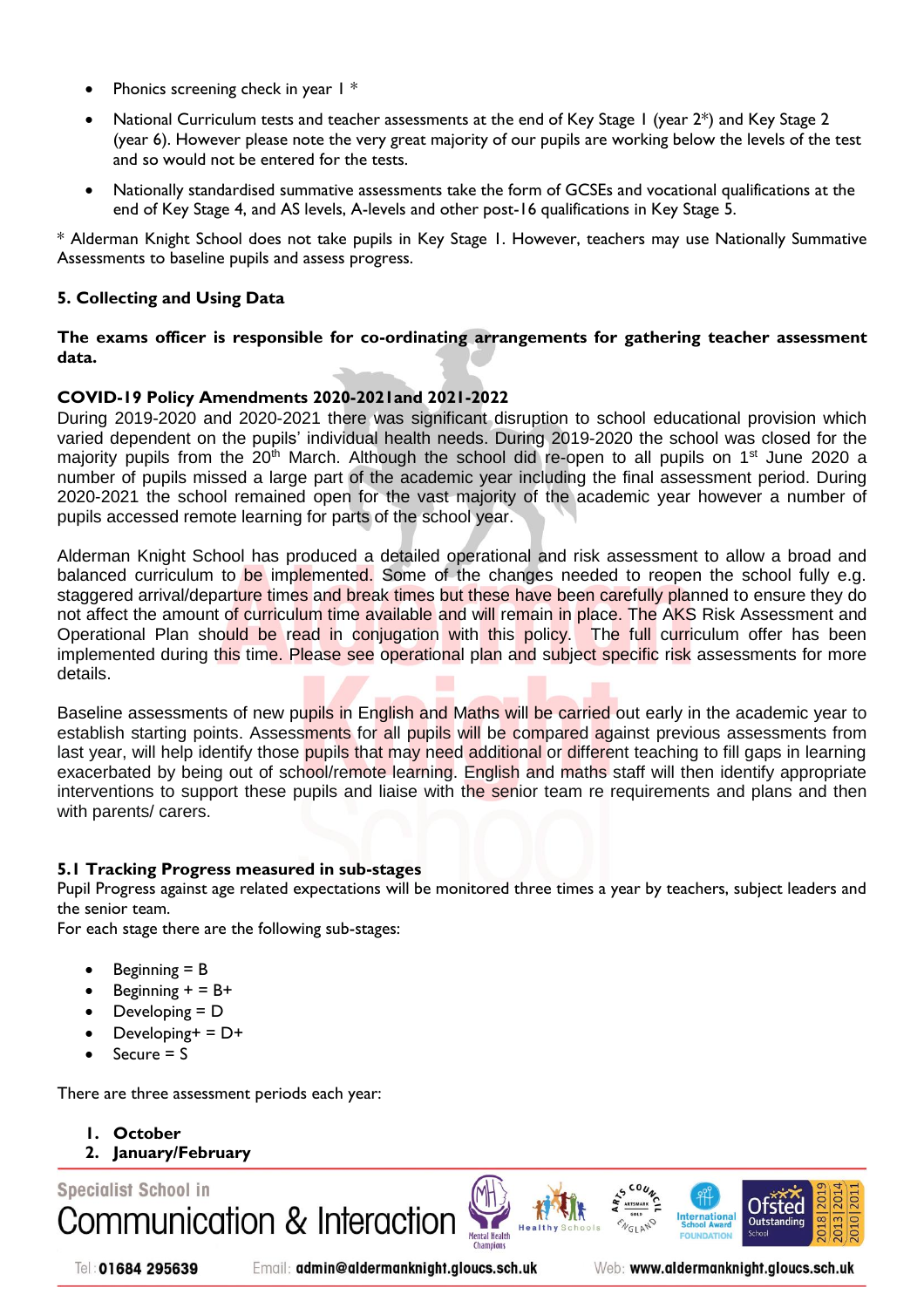- Phonics screening check in year 1 *
- National Curriculum tests and teacher assessments at the end of Key Stage 1 (year 2*) and Key Stage 2 (year 6). However please note the very great majority of our pupils are working below the levels of the test and so would not be entered for the tests.
- Nationally standardised summative assessments take the form of GCSEs and vocational qualifications at the end of Key Stage 4, and AS levels, A-levels and other post-16 qualifications in Key Stage 5.

* Alderman Knight School does not take pupils in Key Stage 1. However, teachers may use Nationally Summative Assessments to baseline pupils and assess progress.

## 5. Collecting and Using Data

**The exams officer is responsible for co-ordinating arrangements for gathering teacher assessment data.**

### COVID-19 Policy Amendments 2020-2021and 2021-2022

During 2019-2020 and 2020-2021 there was significant disruption to school educational provision which varied dependent on the pupils' individual health needs. During 2019-2020 the school was closed for the majority pupils from the 20th March. Although the school did re-open to all pupils on 1st June 2020 a number of pupils missed a large part of the academic year including the final assessment period. During 2020-2021 the school remained open for the vast majority of the academic year however a number of pupils accessed remote learning for parts of the school year.

Alderman Knight School has produced a detailed operational and risk assessment to allow a broad and balanced curriculum to be implemented. Some of the changes needed to reopen the school fully e.g. staggered arrival/departure times and break times but these have been carefully planned to ensure they do not affect the amount of curriculum time available and will remain in place. The AKS Risk Assessment and Operational Plan should be read in conjugation with this policy. The full curriculum offer has been implemented during this time. Please see operational plan and subject specific risk assessments for more details.

Baseline assessments of new pupils in English and Maths will be carried out early in the academic year to establish starting points. Assessments for all pupils will be compared against previous assessments from last year, will help identify those pupils that may need additional or different teaching to fill gaps in learning exacerbated by being out of school/remote learning. English and maths staff will then identify appropriate interventions to support these pupils and liaise with the senior team re requirements and plans and then with parents/ carers.

### 5.1 Tracking Progress measured in sub-stages

Pupil Progress against age related expectations will be monitored three times a year by teachers, subject leaders and the senior team.

For each stage there are the following sub-stages:

- Beginning = B
- Beginning + = B+
- Developing = D
- Developing+ = D+
- Secure = S

There are three assessment periods each year:

1. **October**
2. **January/February**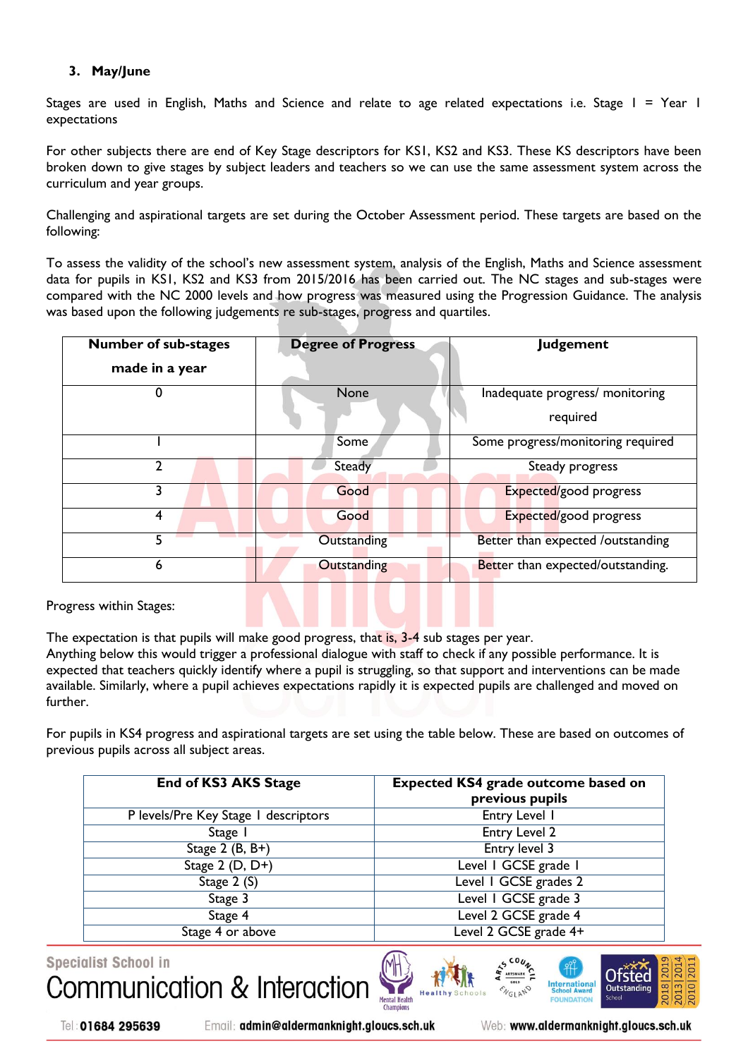### 3. May/June

Stages are used in English, Maths and Science and relate to age related expectations i.e. Stage 1 = Year 1 expectations

For other subjects there are end of Key Stage descriptors for KS1, KS2 and KS3. These KS descriptors have been broken down to give stages by subject leaders and teachers so we can use the same assessment system across the curriculum and year groups.

Challenging and aspirational targets are set during the October Assessment period. These targets are based on the following:

To assess the validity of the school's new assessment system, analysis of the English, Maths and Science assessment data for pupils in KS1, KS2 and KS3 from 2015/2016 has been carried out. The NC stages and sub-stages were compared with the NC 2000 levels and how progress was measured using the Progression Guidance. The analysis was based upon the following judgements re sub-stages, progress and quartiles.

| Number of sub-stages made in a year | Degree of Progress | Judgement |
|---|---|---|
| 0 | None | Inadequate progress/ monitoring required |
| 1 | Some | Some progress/monitoring required |
| 2 | Steady | Steady progress |
| 3 | Good | Expected/good progress |
| 4 | Good | Expected/good progress |
| 5 | Outstanding | Better than expected /outstanding |
| 6 | Outstanding | Better than expected/outstanding. |

Progress within Stages:

The expectation is that pupils will make good progress, that is, 3-4 sub stages per year.
Anything below this would trigger a professional dialogue with staff to check if any possible performance. It is expected that teachers quickly identify where a pupil is struggling, so that support and interventions can be made available. Similarly, where a pupil achieves expectations rapidly it is expected pupils are challenged and moved on further.

For pupils in KS4 progress and aspirational targets are set using the table below. These are based on outcomes of previous pupils across all subject areas.

| End of KS3 AKS Stage | Expected KS4 grade outcome based on previous pupils |
|---|---|
| P levels/Pre Key Stage 1 descriptors | Entry Level 1 |
| Stage 1 | Entry Level 2 |
| Stage 2 (B, B+) | Entry level 3 |
| Stage 2 (D, D+) | Level 1 GCSE grade 1 |
| Stage 2 (S) | Level 1 GCSE grades 2 |
| Stage 3 | Level 1 GCSE grade 3 |
| Stage 4 | Level 2 GCSE grade 4 |
| Stage 4 or above | Level 2 GCSE grade 4+ |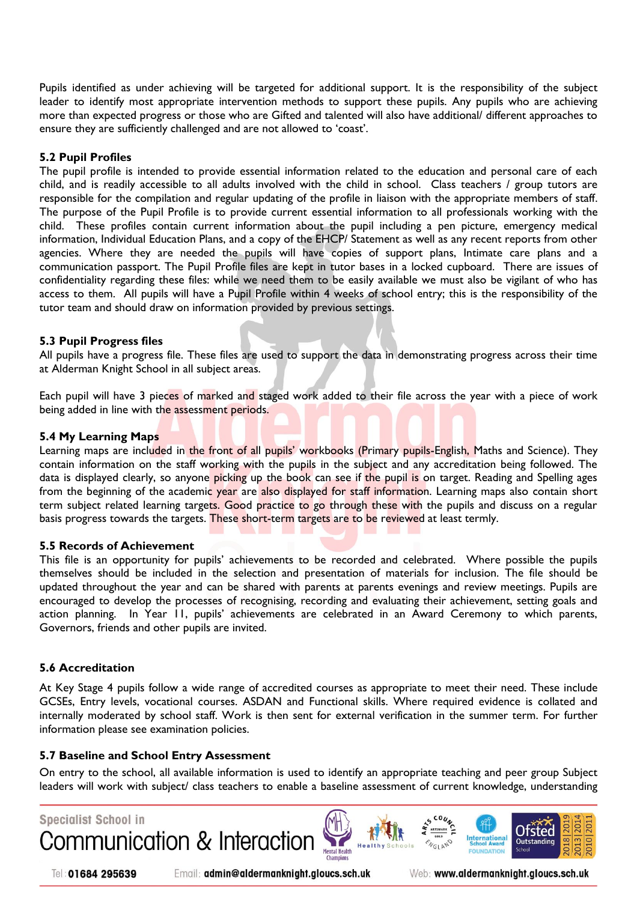Pupils identified as under achieving will be targeted for additional support. It is the responsibility of the subject leader to identify most appropriate intervention methods to support these pupils. Any pupils who are achieving more than expected progress or those who are Gifted and talented will also have additional/ different approaches to ensure they are sufficiently challenged and are not allowed to 'coast'.

### 5.2 Pupil Profiles

The pupil profile is intended to provide essential information related to the education and personal care of each child, and is readily accessible to all adults involved with the child in school. Class teachers / group tutors are responsible for the compilation and regular updating of the profile in liaison with the appropriate members of staff. The purpose of the Pupil Profile is to provide current essential information to all professionals working with the child. These profiles contain current information about the pupil including a pen picture, emergency medical information, Individual Education Plans, and a copy of the EHCP/ Statement as well as any recent reports from other agencies. Where they are needed the pupils will have copies of support plans, Intimate care plans and a communication passport. The Pupil Profile files are kept in tutor bases in a locked cupboard. There are issues of confidentiality regarding these files: while we need them to be easily available we must also be vigilant of who has access to them. All pupils will have a Pupil Profile within 4 weeks of school entry; this is the responsibility of the tutor team and should draw on information provided by previous settings.

### 5.3 Pupil Progress files

All pupils have a progress file. These files are used to support the data in demonstrating progress across their time at Alderman Knight School in all subject areas.

Each pupil will have 3 pieces of marked and staged work added to their file across the year with a piece of work being added in line with the assessment periods.

### 5.4 My Learning Maps

Learning maps are included in the front of all pupils' workbooks (Primary pupils-English, Maths and Science). They contain information on the staff working with the pupils in the subject and any accreditation being followed. The data is displayed clearly, so anyone picking up the book can see if the pupil is on target. Reading and Spelling ages from the beginning of the academic year are also displayed for staff information. Learning maps also contain short term subject related learning targets. Good practice to go through these with the pupils and discuss on a regular basis progress towards the targets. These short-term targets are to be reviewed at least termly.

### 5.5 Records of Achievement

This file is an opportunity for pupils' achievements to be recorded and celebrated. Where possible the pupils themselves should be included in the selection and presentation of materials for inclusion. The file should be updated throughout the year and can be shared with parents at parents evenings and review meetings. Pupils are encouraged to develop the processes of recognising, recording and evaluating their achievement, setting goals and action planning. In Year 11, pupils' achievements are celebrated in an Award Ceremony to which parents, Governors, friends and other pupils are invited.

### 5.6 Accreditation

At Key Stage 4 pupils follow a wide range of accredited courses as appropriate to meet their need. These include GCSEs, Entry levels, vocational courses. ASDAN and Functional skills. Where required evidence is collated and internally moderated by school staff. Work is then sent for external verification in the summer term. For further information please see examination policies.

### 5.7 Baseline and School Entry Assessment

On entry to the school, all available information is used to identify an appropriate teaching and peer group Subject leaders will work with subject/ class teachers to enable a baseline assessment of current knowledge, understanding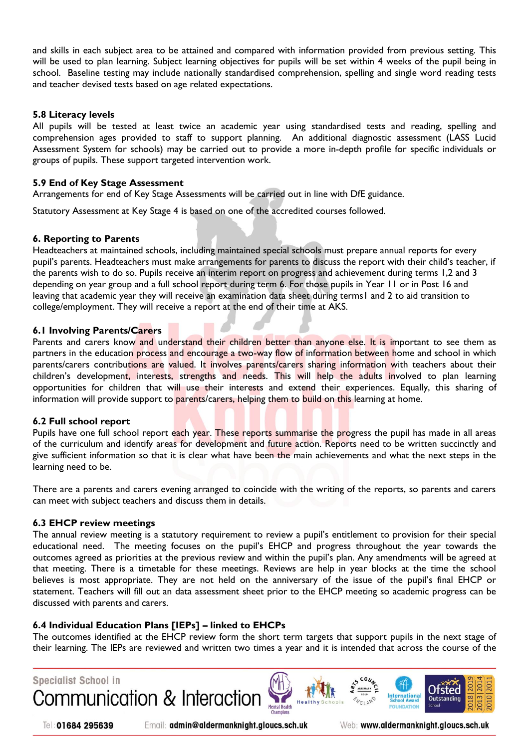and skills in each subject area to be attained and compared with information provided from previous setting. This will be used to plan learning. Subject learning objectives for pupils will be set within 4 weeks of the pupil being in school. Baseline testing may include nationally standardised comprehension, spelling and single word reading tests and teacher devised tests based on age related expectations.

### 5.8 Literacy levels

All pupils will be tested at least twice an academic year using standardised tests and reading, spelling and comprehension ages provided to staff to support planning. An additional diagnostic assessment (LASS Lucid Assessment System for schools) may be carried out to provide a more in-depth profile for specific individuals or groups of pupils. These support targeted intervention work.

### 5.9 End of Key Stage Assessment

Arrangements for end of Key Stage Assessments will be carried out in line with DfE guidance.

Statutory Assessment at Key Stage 4 is based on one of the accredited courses followed.

## 6. Reporting to Parents

Headteachers at maintained schools, including maintained special schools must prepare annual reports for every pupil's parents. Headteachers must make arrangements for parents to discuss the report with their child's teacher, if the parents wish to do so. Pupils receive an interim report on progress and achievement during terms 1,2 and 3 depending on year group and a full school report during term 6. For those pupils in Year 11 or in Post 16 and leaving that academic year they will receive an examination data sheet during terms1 and 2 to aid transition to college/employment. They will receive a report at the end of their time at AKS.

### 6.1 Involving Parents/Carers

Parents and carers know and understand their children better than anyone else. It is important to see them as partners in the education process and encourage a two-way flow of information between home and school in which parents/carers contributions are valued. It involves parents/carers sharing information with teachers about their children's development, interests, strengths and needs. This will help the adults involved to plan learning opportunities for children that will use their interests and extend their experiences. Equally, this sharing of information will provide support to parents/carers, helping them to build on this learning at home.

### 6.2 Full school report

Pupils have one full school report each year. These reports summarise the progress the pupil has made in all areas of the curriculum and identify areas for development and future action. Reports need to be written succinctly and give sufficient information so that it is clear what have been the main achievements and what the next steps in the learning need to be.

There are a parents and carers evening arranged to coincide with the writing of the reports, so parents and carers can meet with subject teachers and discuss them in details.

### 6.3 EHCP review meetings

The annual review meeting is a statutory requirement to review a pupil's entitlement to provision for their special educational need. The meeting focuses on the pupil's EHCP and progress throughout the year towards the outcomes agreed as priorities at the previous review and within the pupil's plan. Any amendments will be agreed at that meeting. There is a timetable for these meetings. Reviews are help in year blocks at the time the school believes is most appropriate. They are not held on the anniversary of the issue of the pupil's final EHCP or statement. Teachers will fill out an data assessment sheet prior to the EHCP meeting so academic progress can be discussed with parents and carers.

### 6.4 Individual Education Plans [IEPs] – linked to EHCPs

The outcomes identified at the EHCP review form the short term targets that support pupils in the next stage of their learning. The IEPs are reviewed and written two times a year and it is intended that across the course of the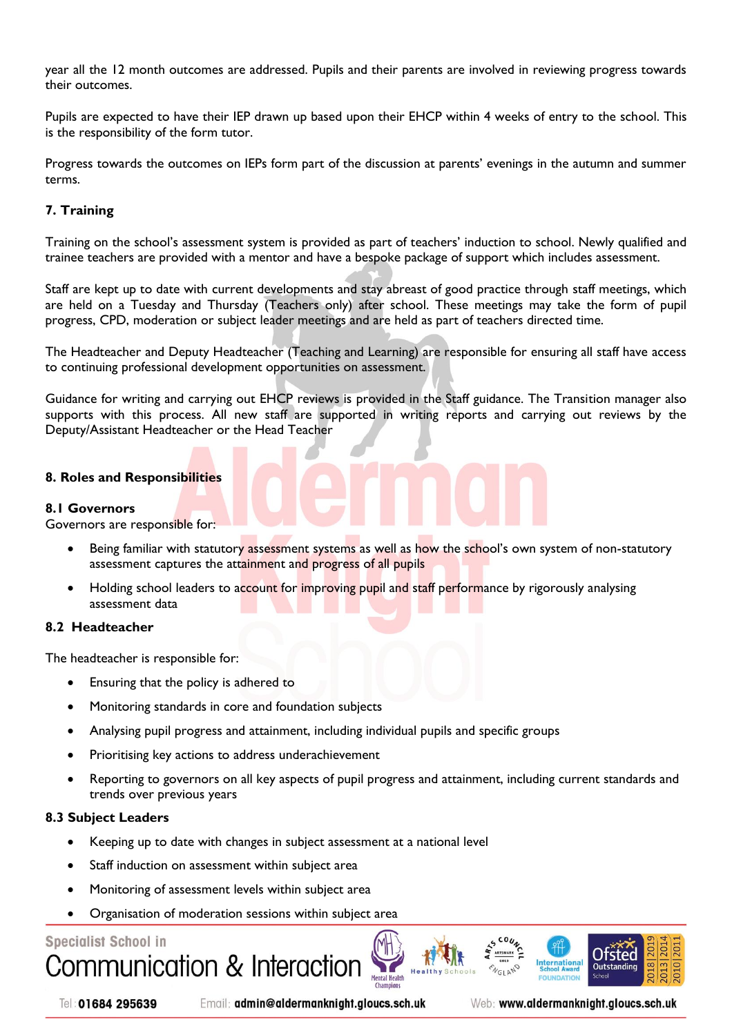year all the 12 month outcomes are addressed. Pupils and their parents are involved in reviewing progress towards their outcomes.

Pupils are expected to have their IEP drawn up based upon their EHCP within 4 weeks of entry to the school. This is the responsibility of the form tutor.

Progress towards the outcomes on IEPs form part of the discussion at parents' evenings in the autumn and summer terms.

## 7. Training

Training on the school's assessment system is provided as part of teachers' induction to school. Newly qualified and trainee teachers are provided with a mentor and have a bespoke package of support which includes assessment.

Staff are kept up to date with current developments and stay abreast of good practice through staff meetings, which are held on a Tuesday and Thursday (Teachers only) after school. These meetings may take the form of pupil progress, CPD, moderation or subject leader meetings and are held as part of teachers directed time.

The Headteacher and Deputy Headteacher (Teaching and Learning) are responsible for ensuring all staff have access to continuing professional development opportunities on assessment.

Guidance for writing and carrying out EHCP reviews is provided in the Staff guidance. The Transition manager also supports with this process. All new staff are supported in writing reports and carrying out reviews by the Deputy/Assistant Headteacher or the Head Teacher

## 8. Roles and Responsibilities

### 8.1 Governors

Governors are responsible for:

- Being familiar with statutory assessment systems as well as how the school's own system of non-statutory assessment captures the attainment and progress of all pupils
- Holding school leaders to account for improving pupil and staff performance by rigorously analysing assessment data

### 8.2 Headteacher

The headteacher is responsible for:

- Ensuring that the policy is adhered to
- Monitoring standards in core and foundation subjects
- Analysing pupil progress and attainment, including individual pupils and specific groups
- Prioritising key actions to address underachievement
- Reporting to governors on all key aspects of pupil progress and attainment, including current standards and trends over previous years

### 8.3 Subject Leaders

- Keeping up to date with changes in subject assessment at a national level
- Staff induction on assessment within subject area
- Monitoring of assessment levels within subject area
- Organisation of moderation sessions within subject area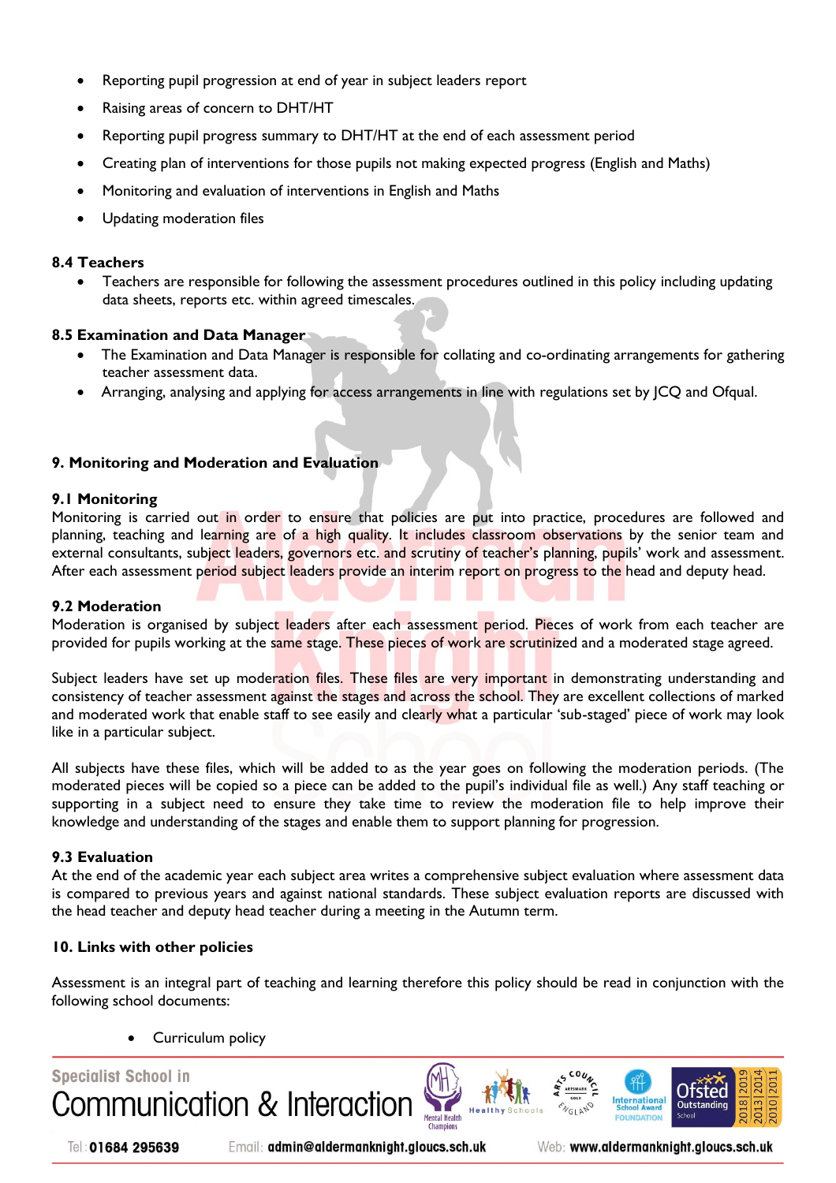- Reporting pupil progression at end of year in subject leaders report
- Raising areas of concern to DHT/HT
- Reporting pupil progress summary to DHT/HT at the end of each assessment period
- Creating plan of interventions for those pupils not making expected progress (English and Maths)
- Monitoring and evaluation of interventions in English and Maths
- Updating moderation files

### 8.4 Teachers

- Teachers are responsible for following the assessment procedures outlined in this policy including updating data sheets, reports etc. within agreed timescales.

### 8.5 Examination and Data Manager

- The Examination and Data Manager is responsible for collating and co-ordinating arrangements for gathering teacher assessment data.
- Arranging, analysing and applying for access arrangements in line with regulations set by JCQ and Ofqual.

## 9. Monitoring and Moderation and Evaluation

### 9.1 Monitoring

Monitoring is carried out in order to ensure that policies are put into practice, procedures are followed and planning, teaching and learning are of a high quality. It includes classroom observations by the senior team and external consultants, subject leaders, governors etc. and scrutiny of teacher's planning, pupils' work and assessment. After each assessment period subject leaders provide an interim report on progress to the head and deputy head.

### 9.2 Moderation

Moderation is organised by subject leaders after each assessment period. Pieces of work from each teacher are provided for pupils working at the same stage. These pieces of work are scrutinized and a moderated stage agreed.

Subject leaders have set up moderation files. These files are very important in demonstrating understanding and consistency of teacher assessment against the stages and across the school. They are excellent collections of marked and moderated work that enable staff to see easily and clearly what a particular 'sub-staged' piece of work may look like in a particular subject.

All subjects have these files, which will be added to as the year goes on following the moderation periods. (The moderated pieces will be copied so a piece can be added to the pupil's individual file as well.) Any staff teaching or supporting in a subject need to ensure they take time to review the moderation file to help improve their knowledge and understanding of the stages and enable them to support planning for progression.

### 9.3 Evaluation

At the end of the academic year each subject area writes a comprehensive subject evaluation where assessment data is compared to previous years and against national standards. These subject evaluation reports are discussed with the head teacher and deputy head teacher during a meeting in the Autumn term.

## 10. Links with other policies

Assessment is an integral part of teaching and learning therefore this policy should be read in conjunction with the following school documents:

- Curriculum policy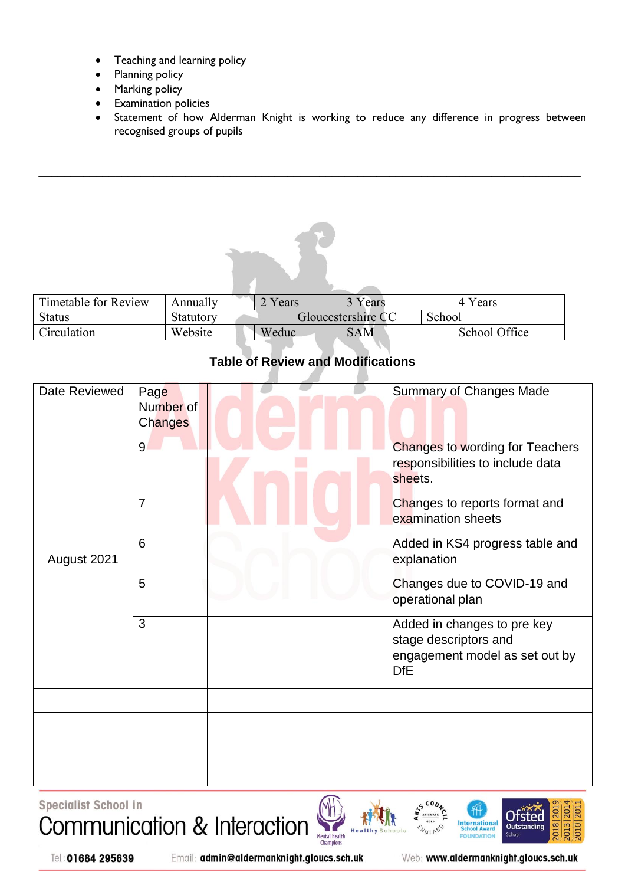- Teaching and learning policy
- Planning policy
- Marking policy
- Examination policies
- Statement of how Alderman Knight is working to reduce any difference in progress between recognised groups of pupils

---

| Timetable for Review | Annually | 2 Years | 3 Years | 4 Years |
|---|---|---|---|---|
| Status | Statutory | Gloucestershire CC | School | |
| Circulation | Website | Weduc | SAM | School Office |

**Table of Review and Modifications**

| Date Reviewed | Page Number of Changes | | Summary of Changes Made |
|---|---|---|---|
| August 2021 | 9 | | Changes to wording for Teachers responsibilities to include data sheets. |
| | 7 | | Changes to reports format and examination sheets |
| | 6 | | Added in KS4 progress table and explanation |
| | 5 | | Changes due to COVID-19 and operational plan |
| | 3 | | Added in changes to pre key stage descriptors and engagement model as set out by DfE |
| | | | |
| | | | |
| | | | |
| | | | |